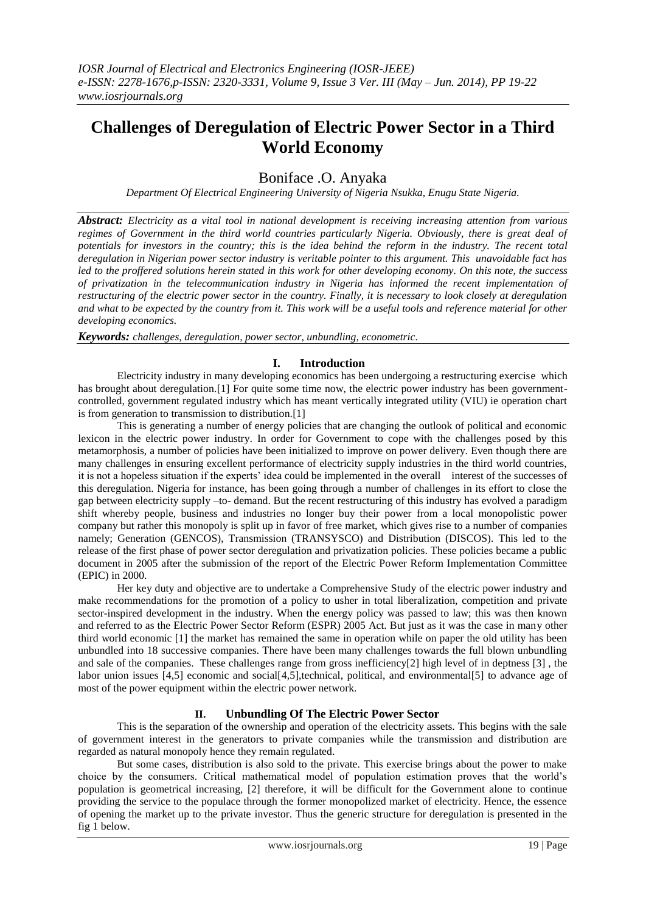# Challenges of Deregulation of Electric Power Sector in a Third World Economy

Boniface .O. Anyaka

*Department Of Electrical Engineering University of Nigeria Nsukka, Enugu State Nigeria.*

***Abstract:*** *Electricity as a vital tool in national development is receiving increasing attention from various regimes of Government in the third world countries particularly Nigeria. Obviously, there is great deal of potentials for investors in the country; this is the idea behind the reform in the industry. The recent total deregulation in Nigerian power sector industry is veritable pointer to this argument. This unavoidable fact has led to the proffered solutions herein stated in this work for other developing economy. On this note, the success of privatization in the telecommunication industry in Nigeria has informed the recent implementation of restructuring of the electric power sector in the country. Finally, it is necessary to look closely at deregulation and what to be expected by the country from it. This work will be a useful tools and reference material for other developing economics.*

***Keywords:*** *challenges, deregulation, power sector, unbundling, econometric.*

## I. Introduction

Electricity industry in many developing economics has been undergoing a restructuring exercise which has brought about deregulation.[1] For quite some time now, the electric power industry has been government-controlled, government regulated industry which has meant vertically integrated utility (VIU) ie operation chart is from generation to transmission to distribution.[1]

This is generating a number of energy policies that are changing the outlook of political and economic lexicon in the electric power industry. In order for Government to cope with the challenges posed by this metamorphosis, a number of policies have been initialized to improve on power delivery. Even though there are many challenges in ensuring excellent performance of electricity supply industries in the third world countries, it is not a hopeless situation if the experts' idea could be implemented in the overall interest of the successes of this deregulation. Nigeria for instance, has been going through a number of challenges in its effort to close the gap between electricity supply –to- demand. But the recent restructuring of this industry has evolved a paradigm shift whereby people, business and industries no longer buy their power from a local monopolistic power company but rather this monopoly is split up in favor of free market, which gives rise to a number of companies namely; Generation (GENCOS), Transmission (TRANSYSCO) and Distribution (DISCOS). This led to the release of the first phase of power sector deregulation and privatization policies. These policies became a public document in 2005 after the submission of the report of the Electric Power Reform Implementation Committee (EPIC) in 2000.

Her key duty and objective are to undertake a Comprehensive Study of the electric power industry and make recommendations for the promotion of a policy to usher in total liberalization, competition and private sector-inspired development in the industry. When the energy policy was passed to law; this was then known and referred to as the Electric Power Sector Reform (ESPR) 2005 Act. But just as it was the case in many other third world economic [1] the market has remained the same in operation while on paper the old utility has been unbundled into 18 successive companies. There have been many challenges towards the full blown unbundling and sale of the companies. These challenges range from gross inefficiency[2] high level of in deptness [3] , the labor union issues [4,5] economic and social[4,5],technical, political, and environmental[5] to advance age of most of the power equipment within the electric power network.

## II. Unbundling Of The Electric Power Sector

This is the separation of the ownership and operation of the electricity assets. This begins with the sale of government interest in the generators to private companies while the transmission and distribution are regarded as natural monopoly hence they remain regulated.

But some cases, distribution is also sold to the private. This exercise brings about the power to make choice by the consumers. Critical mathematical model of population estimation proves that the world's population is geometrical increasing, [2] therefore, it will be difficult for the Government alone to continue providing the service to the populace through the former monopolized market of electricity. Hence, the essence of opening the market up to the private investor. Thus the generic structure for deregulation is presented in the fig 1 below.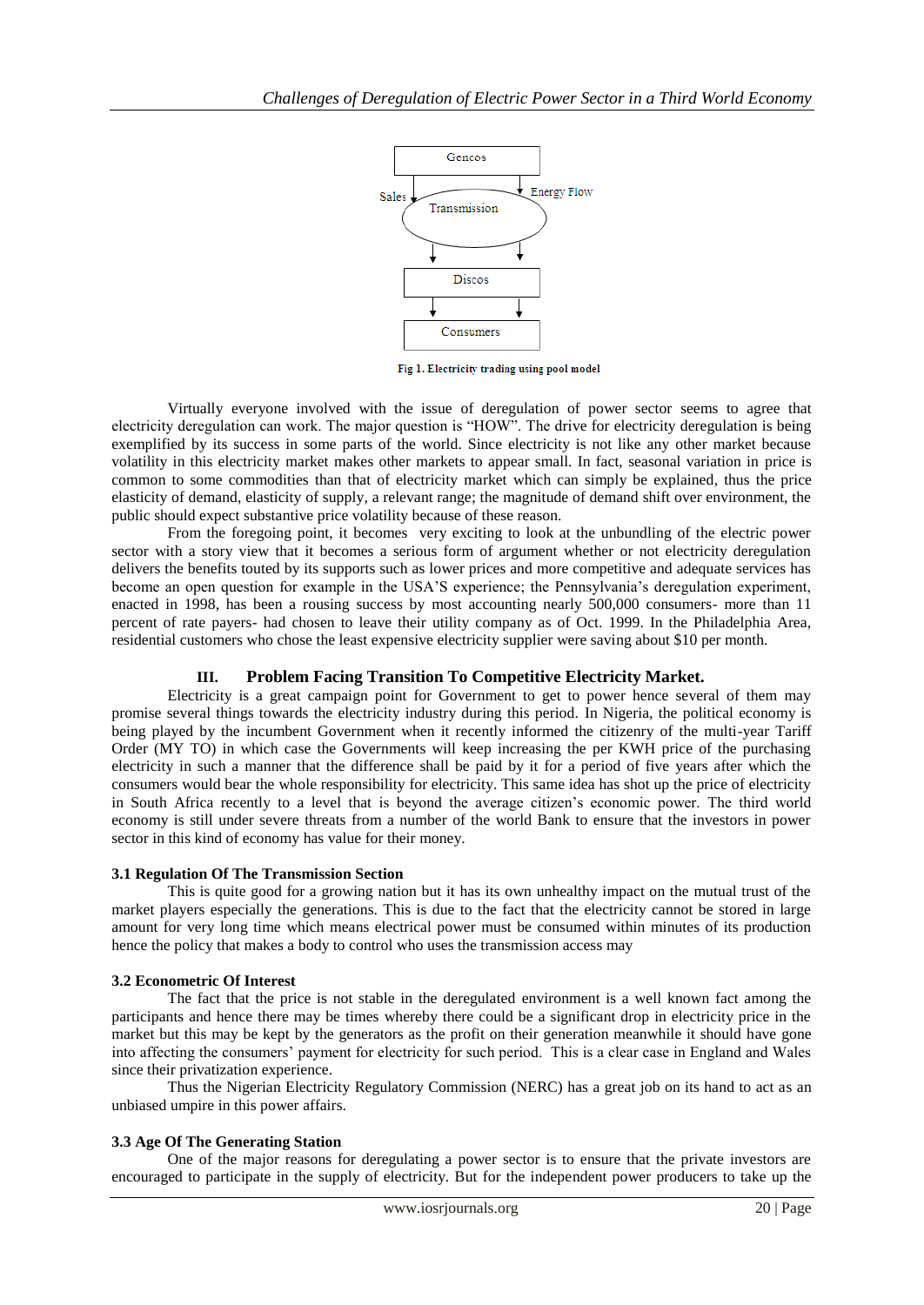Gencos

Sales → Transmission ← Energy Flow

Discos

Consumers

**Fig 1. Electricity trading using pool model**

Virtually everyone involved with the issue of deregulation of power sector seems to agree that electricity deregulation can work. The major question is "HOW". The drive for electricity deregulation is being exemplified by its success in some parts of the world. Since electricity is not like any other market because volatility in this electricity market makes other markets to appear small. In fact, seasonal variation in price is common to some commodities than that of electricity market which can simply be explained, thus the price elasticity of demand, elasticity of supply, a relevant range; the magnitude of demand shift over environment, the public should expect substantive price volatility because of these reason.

From the foregoing point, it becomes very exciting to look at the unbundling of the electric power sector with a story view that it becomes a serious form of argument whether or not electricity deregulation delivers the benefits touted by its supports such as lower prices and more competitive and adequate services has become an open question for example in the USA'S experience; the Pennsylvania's deregulation experiment, enacted in 1998, has been a rousing success by most accounting nearly 500,000 consumers- more than 11 percent of rate payers- had chosen to leave their utility company as of Oct. 1999. In the Philadelphia Area, residential customers who chose the least expensive electricity supplier were saving about $10 per month.

## III. Problem Facing Transition To Competitive Electricity Market.

Electricity is a great campaign point for Government to get to power hence several of them may promise several things towards the electricity industry during this period. In Nigeria, the political economy is being played by the incumbent Government when it recently informed the citizenry of the multi-year Tariff Order (MY TO) in which case the Governments will keep increasing the per KWH price of the purchasing electricity in such a manner that the difference shall be paid by it for a period of five years after which the consumers would bear the whole responsibility for electricity. This same idea has shot up the price of electricity in South Africa recently to a level that is beyond the average citizen's economic power. The third world economy is still under severe threats from a number of the world Bank to ensure that the investors in power sector in this kind of economy has value for their money.

### 3.1 Regulation Of The Transmission Section

This is quite good for a growing nation but it has its own unhealthy impact on the mutual trust of the market players especially the generations. This is due to the fact that the electricity cannot be stored in large amount for very long time which means electrical power must be consumed within minutes of its production hence the policy that makes a body to control who uses the transmission access may

### 3.2 Econometric Of Interest

The fact that the price is not stable in the deregulated environment is a well known fact among the participants and hence there may be times whereby there could be a significant drop in electricity price in the market but this may be kept by the generators as the profit on their generation meanwhile it should have gone into affecting the consumers' payment for electricity for such period. This is a clear case in England and Wales since their privatization experience.

Thus the Nigerian Electricity Regulatory Commission (NERC) has a great job on its hand to act as an unbiased umpire in this power affairs.

### 3.3 Age Of The Generating Station

One of the major reasons for deregulating a power sector is to ensure that the private investors are encouraged to participate in the supply of electricity. But for the independent power producers to take up the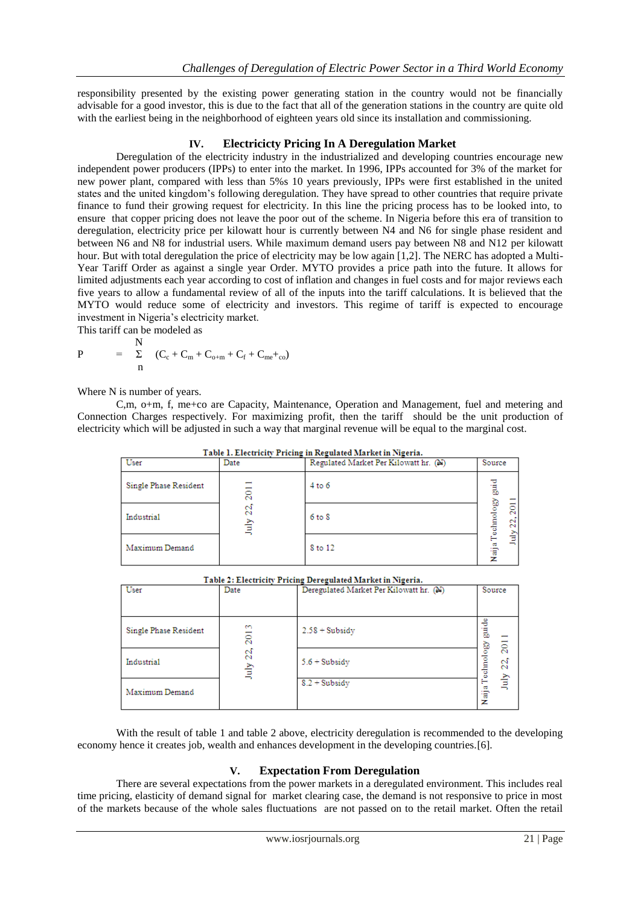responsibility presented by the existing power generating station in the country would not be financially advisable for a good investor, this is due to the fact that all of the generation stations in the country are quite old with the earliest being in the neighborhood of eighteen years old since its installation and commissioning.

## IV. Electricicty Pricing In A Deregulation Market

Deregulation of the electricity industry in the industrialized and developing countries encourage new independent power producers (IPPs) to enter into the market. In 1996, IPPs accounted for 3% of the market for new power plant, compared with less than 5%s 10 years previously, IPPs were first established in the united states and the united kingdom's following deregulation. They have spread to other countries that require private finance to fund their growing request for electricity. In this line the pricing process has to be looked into, to ensure that copper pricing does not leave the poor out of the scheme. In Nigeria before this era of transition to deregulation, electricity price per kilowatt hour is currently between N4 and N6 for single phase resident and between N6 and N8 for industrial users. While maximum demand users pay between N8 and N12 per kilowatt hour. But with total deregulation the price of electricity may be low again [1,2]. The NERC has adopted a Multi-Year Tariff Order as against a single year Order. MYTO provides a price path into the future. It allows for limited adjustments each year according to cost of inflation and changes in fuel costs and for major reviews each five years to allow a fundamental review of all of the inputs into the tariff calculations. It is believed that the MYTO would reduce some of electricity and investors. This regime of tariff is expected to encourage investment in Nigeria's electricity market.

This tariff can be modeled as

$$P = \sum_{n}^{N} (C_c + C_m + C_{o+m} + C_f + C_{me+co})$$

Where N is number of years.

C,m, o+m, f, me+co are Capacity, Maintenance, Operation and Management, fuel and metering and Connection Charges respectively. For maximizing profit, then the tariff should be the unit production of electricity which will be adjusted in such a way that marginal revenue will be equal to the marginal cost.

**Table 1. Electricity Pricing in Regulated Market in Nigeria.**

| User | Date | Regulated Market Per Kilowatt hr. (₦) | Source |
|---|---|---|---|
| Single Phase Resident | July 22, 2011 | 4 to 6 | Naija Technology guid July 22, 2011 |
| Industrial | | 6 to 8 | |
| Maximum Demand | | 8 to 12 | |

**Table 2: Electricity Pricing Deregulated Market in Nigeria.**

| User | Date | Deregulated Market Per Kilowatt hr. (₦) | Source |
|---|---|---|---|
| Single Phase Resident | July 22, 2013 | 2.58 + Subsidy | Naija Technology guide July 22, 2011 |
| Industrial | | 5.6 + Subsidy | |
| Maximum Demand | | 8.2 + Subsidy | |

With the result of table 1 and table 2 above, electricity deregulation is recommended to the developing economy hence it creates job, wealth and enhances development in the developing countries.[6].

## V. Expectation From Deregulation

There are several expectations from the power markets in a deregulated environment. This includes real time pricing, elasticity of demand signal for market clearing case, the demand is not responsive to price in most of the markets because of the whole sales fluctuations are not passed on to the retail market. Often the retail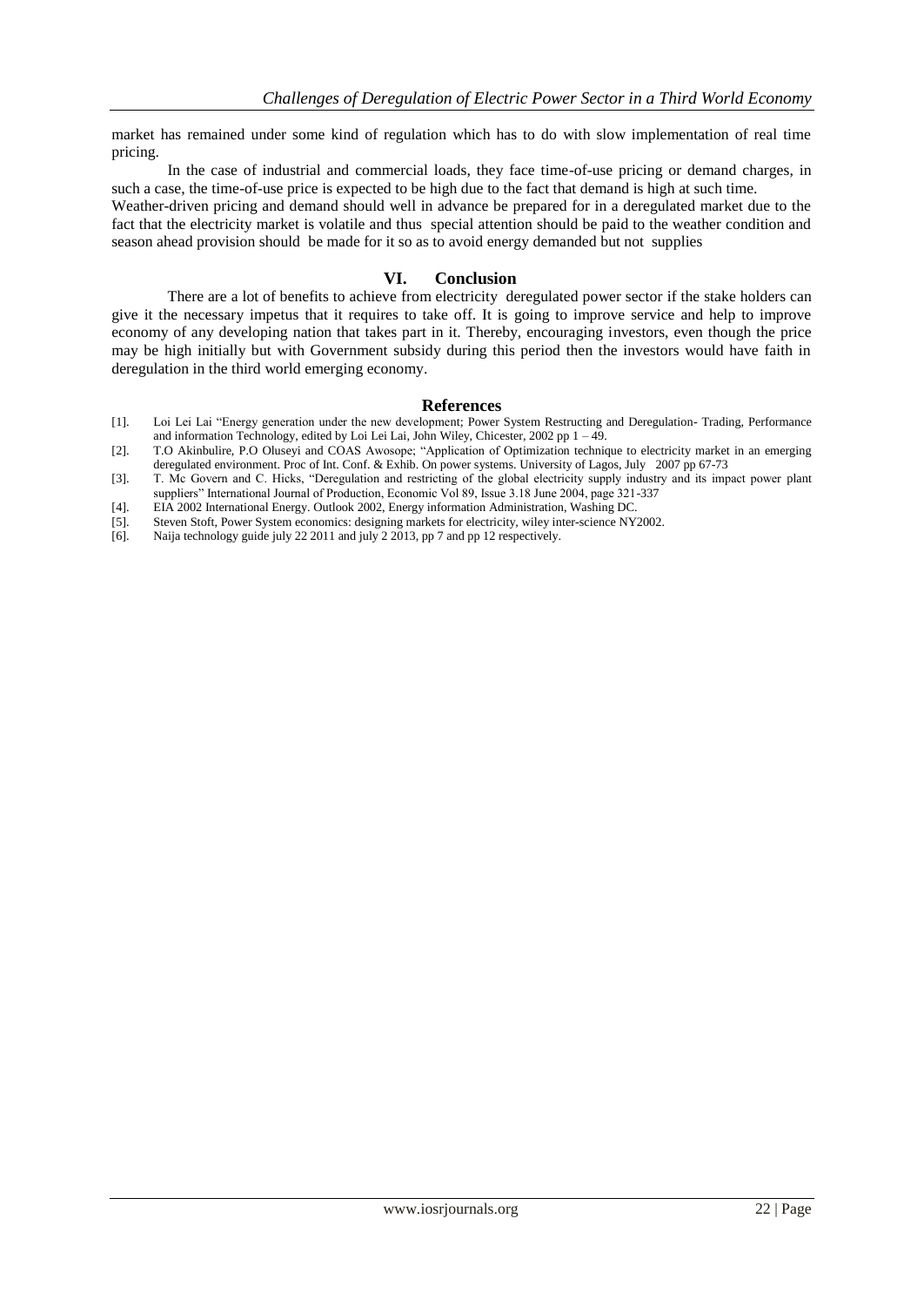market has remained under some kind of regulation which has to do with slow implementation of real time pricing.

In the case of industrial and commercial loads, they face time-of-use pricing or demand charges, in such a case, the time-of-use price is expected to be high due to the fact that demand is high at such time.

Weather-driven pricing and demand should well in advance be prepared for in a deregulated market due to the fact that the electricity market is volatile and thus special attention should be paid to the weather condition and season ahead provision should be made for it so as to avoid energy demanded but not supplies

## VI. Conclusion

There are a lot of benefits to achieve from electricity deregulated power sector if the stake holders can give it the necessary impetus that it requires to take off. It is going to improve service and help to improve economy of any developing nation that takes part in it. Thereby, encouraging investors, even though the price may be high initially but with Government subsidy during this period then the investors would have faith in deregulation in the third world emerging economy.

## References

[1]. Loi Lei Lai "Energy generation under the new development; Power System Restructing and Deregulation- Trading, Performance and information Technology, edited by Loi Lei Lai, John Wiley, Chicester, 2002 pp 1 – 49.

[2]. T.O Akinbulire, P.O Oluseyi and COAS Awosope; "Application of Optimization technique to electricity market in an emerging deregulated environment. Proc of Int. Conf. & Exhib. On power systems. University of Lagos, July 2007 pp 67-73

[3]. T. Mc Govern and C. Hicks, "Deregulation and restricting of the global electricity supply industry and its impact power plant suppliers" International Journal of Production, Economic Vol 89, Issue 3.18 June 2004, page 321-337

[4]. EIA 2002 International Energy. Outlook 2002, Energy information Administration, Washing DC.

[5]. Steven Stoft, Power System economics: designing markets for electricity, wiley inter-science NY2002.

[6]. Naija technology guide july 22 2011 and july 2 2013, pp 7 and pp 12 respectively.